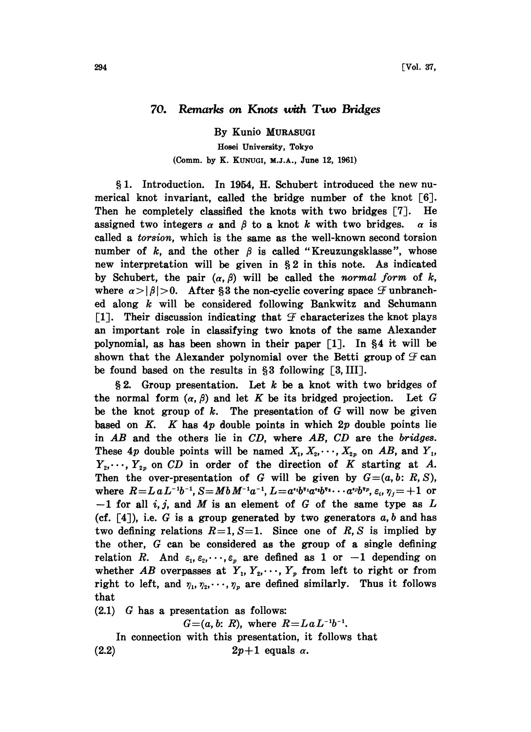# 70. *Remarks on Knots with Two Bridges*

By Kunio MURASUGI

Hosei University, Tokyo

(Comm. by K. KUNUGI, M.J.A., June 12, 1961)

§ 1. Introduction. In 1954, H. Schubert introduced the new numerical knot invariant, called the bridge number of the knot [6]. Then he completely classified the knots with two bridges [7]. He assigned two integers $\alpha$ and $\beta$ to a knot $k$ with two bridges. $\alpha$ is called a *torsion*, which is the same as the well-known second torsion number of $k$, and the other $\beta$ is called "Kreuzungsklasse", whose new interpretation will be given in § 2 in this note. As indicated by Schubert, the pair $(\alpha, \beta)$ will be called the *normal form* of $k$, where $\alpha > |\beta| > 0$. After § 3 the non-cyclic covering space $\mathcal{F}$ unbranched along $k$ will be considered following Bankwitz and Schumann [1]. Their discussion indicating that $\mathcal{F}$ characterizes the knot plays an important role in classifying two knots of the same Alexander polynomial, as has been shown in their paper [1]. In § 4 it will be shown that the Alexander polynomial over the Betti group of $\mathcal{F}$ can be found based on the results in § 3 following [3, III].

§ 2. Group presentation. Let $k$ be a knot with two bridges of the normal form $(\alpha, \beta)$ and let $K$ be its bridged projection. Let $G$ be the knot group of $k$. The presentation of $G$ will now be given based on $K$. $K$ has $4p$ double points in which $2p$ double points lie in $AB$ and the others lie in $CD$, where $AB$, $CD$ are the *bridges*. These $4p$ double points will be named $X_1, X_2, \cdots, X_{2p}$ on $AB$, and $Y_1, Y_2, \cdots, Y_{2p}$ on $CD$ in order of the direction of $K$ starting at $A$. Then the over-presentation of $G$ will be given by $G=(a, b\colon R, S)$, where $R=LaL^{-1}b^{-1}$, $S=MbM^{-1}a^{-1}$, $L=a^{\varepsilon_1}b^{\eta_1}a^{\varepsilon_2}b^{\eta_2}\cdots a^{\varepsilon_p}b^{\eta_p}$, $\varepsilon_i, \eta_j=+1$ or $-1$ for all $i, j$, and $M$ is an element of $G$ of the same type as $L$ (cf. [4]), i.e. $G$ is a group generated by two generators $a, b$ and has two defining relations $R=1, S=1$. Since one of $R, S$ is implied by the other, $G$ can be considered as the group of a single defining relation $R$. And $\varepsilon_1, \varepsilon_2, \cdots, \varepsilon_p$ are defined as 1 or $-1$ depending on whether $AB$ overpasses at $Y_1, Y_2, \cdots, Y_p$ from left to right or from right to left, and $\eta_1, \eta_2, \cdots, \eta_p$ are defined similarly. Thus it follows that

(2.1) $G$ has a presentation as follows:

$$G=(a, b\colon R), \text{ where } R=LaL^{-1}b^{-1}.$$

In connection with this presentation, it follows that

(2.2) $\qquad 2p+1$ equals $\alpha$.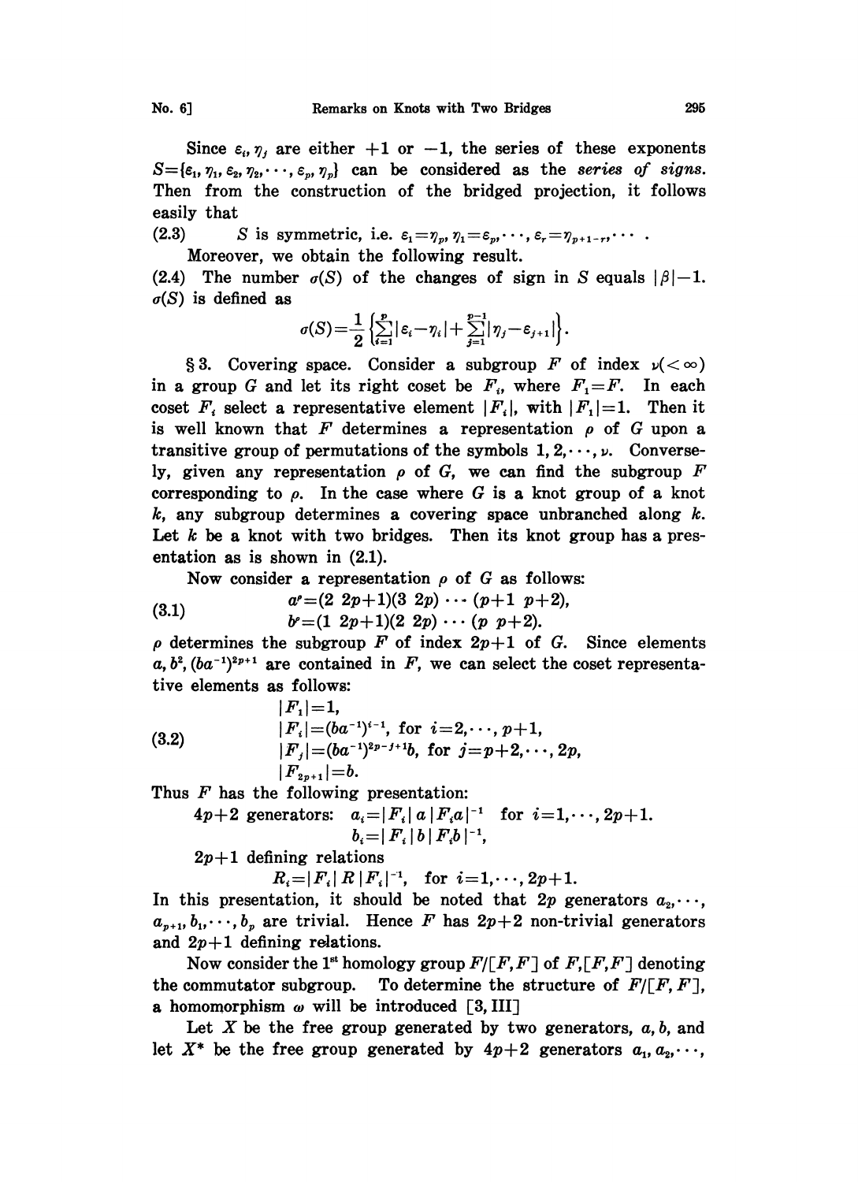Since $\varepsilon_i, \eta_j$ are either $+1$ or $-1$, the series of these exponents $S=\{\varepsilon_1, \eta_1, \varepsilon_2, \eta_2, \cdots, \varepsilon_p, \eta_p\}$ can be considered as the *series of signs*. Then from the construction of the bridged projection, it follows easily that

(2.3) $S$ is symmetric, i.e. $\varepsilon_1=\eta_p, \eta_1=\varepsilon_p, \cdots, \varepsilon_r=\eta_{p+1-r}, \cdots$ .

Moreover, we obtain the following result.

(2.4) The number $\sigma(S)$ of the changes of sign in $S$ equals $|\beta|-1$. $\sigma(S)$ is defined as

$$\sigma(S)=\frac{1}{2}\left\{\sum_{i=1}^{p}|\varepsilon_i-\eta_i|+\sum_{j=1}^{p-1}|\eta_j-\varepsilon_{j+1}|\right\}.$$

§ 3. Covering space. Consider a subgroup $F$ of index $\nu(<\infty)$ in a group $G$ and let its right coset be $F_i$, where $F_1=F$. In each coset $F_i$ select a representative element $|F_i|$, with $|F_1|=1$. Then it is well known that $F$ determines a representation $\rho$ of $G$ upon a transitive group of permutations of the symbols $1, 2, \cdots, \nu$. Conversely, given any representation $\rho$ of $G$, we can find the subgroup $F$ corresponding to $\rho$. In the case where $G$ is a knot group of a knot $k$, any subgroup determines a covering space unbranched along $k$. Let $k$ be a knot with two bridges. Then its knot group has a presentation as is shown in (2.1).

Now consider a representation $\rho$ of $G$ as follows:

$$(3.1) \qquad \begin{aligned} a^\rho &= (2\ 2p+1)(3\ 2p)\cdots(p+1\ p+2), \\ b^\rho &= (1\ 2p+1)(2\ 2p)\cdots(p\ p+2). \end{aligned}$$

$\rho$ determines the subgroup $F$ of index $2p+1$ of $G$. Since elements $a, b^2, (ba^{-1})^{2p+1}$ are contained in $F$, we can select the coset representative elements as follows:

$$(3.2) \qquad \begin{aligned} &|F_1|=1, \\ &|F_i|=(ba^{-1})^{i-1}, \text{ for } i=2,\cdots,p+1, \\ &|F_j|=(ba^{-1})^{2p-j+1}b, \text{ for } j=p+2,\cdots,2p, \\ &|F_{2p+1}|=b. \end{aligned}$$

Thus $F$ has the following presentation:

$4p+2$ generators: $a_i=|F_i|\,a\,|F_ia|^{-1}$ for $i=1,\cdots,2p+1$.
$b_i=|F_i|\,b\,|F_ib|^{-1}$,

$2p+1$ defining relations

$R_i=|F_i|\,R\,|F_i|^{-1}$, for $i=1,\cdots,2p+1$.

In this presentation, it should be noted that $2p$ generators $a_2,\cdots, a_{p+1}, b_1,\cdots,b_p$ are trivial. Hence $F$ has $2p+2$ non-trivial generators and $2p+1$ defining relations.

Now consider the 1st homology group $F/[F,F]$ of $F$, $[F,F]$ denoting the commutator subgroup. To determine the structure of $F/[F,F]$, a homomorphism $\omega$ will be introduced [3, III]

Let $X$ be the free group generated by two generators, $a, b$, and let $X^*$ be the free group generated by $4p+2$ generators $a_1, a_2, \cdots,$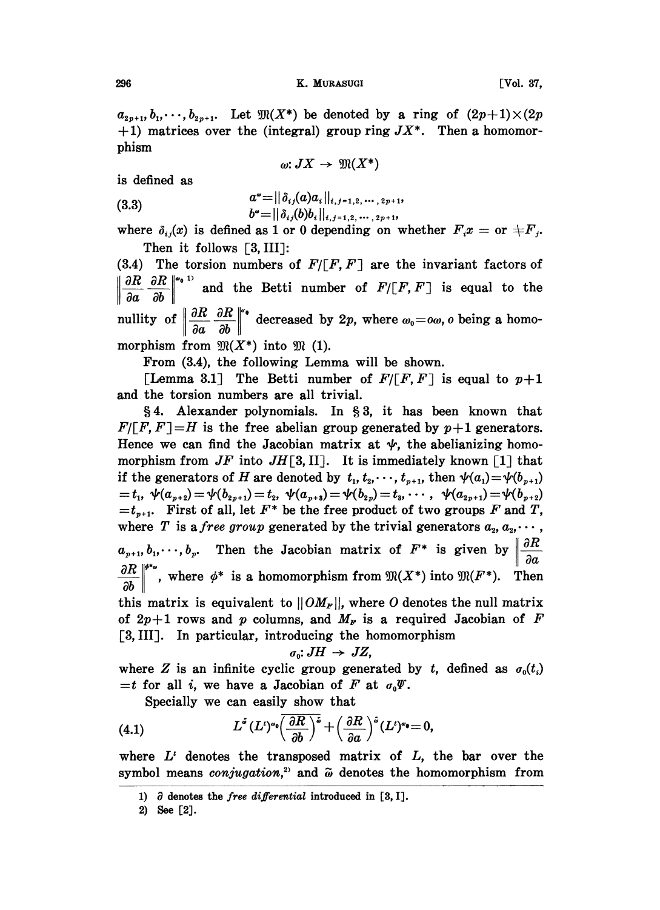$a_{2p+1}, b_1, \cdots, b_{2p+1}$. Let $\mathfrak{M}(X^*)$ be denoted by a ring of $(2p+1)\times(2p+1)$ matrices over the (integral) group ring $JX^*$. Then a homomorphism

$$\omega: JX \rightarrow \mathfrak{M}(X^*)$$

is defined as

$$a^\omega = \| \delta_{ij}(a) a_i \|_{i,j=1,2,\cdots,2p+1}, \tag{3.3}$$
$$b^\omega = \| \delta_{ij}(b) b_i \|_{i,j=1,2,\cdots,2p+1},$$

where $\delta_{ij}(x)$ is defined as 1 or 0 depending on whether $F_i x =$ or $\neq F_j$.

Then it follows [3, III]:

(3.4) The torsion numbers of $F/[F,F]$ are the invariant factors of $\left\| \frac{\partial R}{\partial a} \ \frac{\partial R}{\partial b} \right\|^{\omega_0}$ [1] and the Betti number of $F/[F,F]$ is equal to the nullity of $\left\| \frac{\partial R}{\partial a} \ \frac{\partial R}{\partial b} \right\|^{\omega_0}$ decreased by $2p$, where $\omega_0 = o\omega$, $o$ being a homomorphism from $\mathfrak{M}(X^*)$ into $\mathfrak{M}$ (1).

From (3.4), the following Lemma will be shown.

[Lemma 3.1] The Betti number of $F/[F,F]$ is equal to $p+1$ and the torsion numbers are all trivial.

§ 4. Alexander polynomials. In § 3, it has been known that $F/[F,F]=H$ is the free abelian group generated by $p+1$ generators. Hence we can find the Jacobian matrix at $\psi$, the abelianizing homomorphism from $JF$ into $JH$ [3, II]. It is immediately known [1] that if the generators of $H$ are denoted by $t_1, t_2, \cdots, t_{p+1}$, then $\psi(a_1)=\psi(b_{p+1}) = t_1$, $\psi(a_{p+2})=\psi(b_{2p+1})=t_2$, $\psi(a_{p+3})=\psi(b_{2p})=t_3, \cdots$, $\psi(a_{2p+1})=\psi(b_{p+2}) = t_{p+1}$. First of all, let $F^*$ be the free product of two groups $F$ and $T$, where $T$ is a *free group* generated by the trivial generators $a_2, a_2, \cdots, a_{p+1}, b_1, \cdots, b_p$. Then the Jacobian matrix of $F^*$ is given by $\left\| \frac{\partial R}{\partial a} \ \frac{\partial R}{\partial b} \right\|^{\phi^*\omega}$, where $\phi^*$ is a homomorphism from $\mathfrak{M}(X^*)$ into $\mathfrak{M}(F^*)$. Then this matrix is equivalent to $\|OM_F\|$, where $O$ denotes the null matrix of $2p+1$ rows and $p$ columns, and $M_F$ is a required Jacobian of $F$ [3, III]. In particular, introducing the homomorphism

$$\sigma_0: JH \rightarrow JZ,$$

where $Z$ is an infinite cyclic group generated by $t$, defined as $\sigma_0(t_i) = t$ for all $i$, we have a Jacobian of $F$ at $\sigma_0 \Psi$.

Specially we can easily show that

$$L^{\tilde{\omega}} (L^t)^{\omega_0} \overline{\left( \frac{\partial R}{\partial b} \right)^{\tilde{\omega}}} + \left( \frac{\partial R}{\partial a} \right)^{\tilde{\omega}} (L^t)^{\omega_0} = 0, \tag{4.1}$$

where $L^t$ denotes the transposed matrix of $L$, the bar over the symbol means *conjugation*,[2] and $\tilde{\omega}$ denotes the homomorphism from

1) $\partial$ denotes the *free differential* introduced in [3, I].

2) See [2].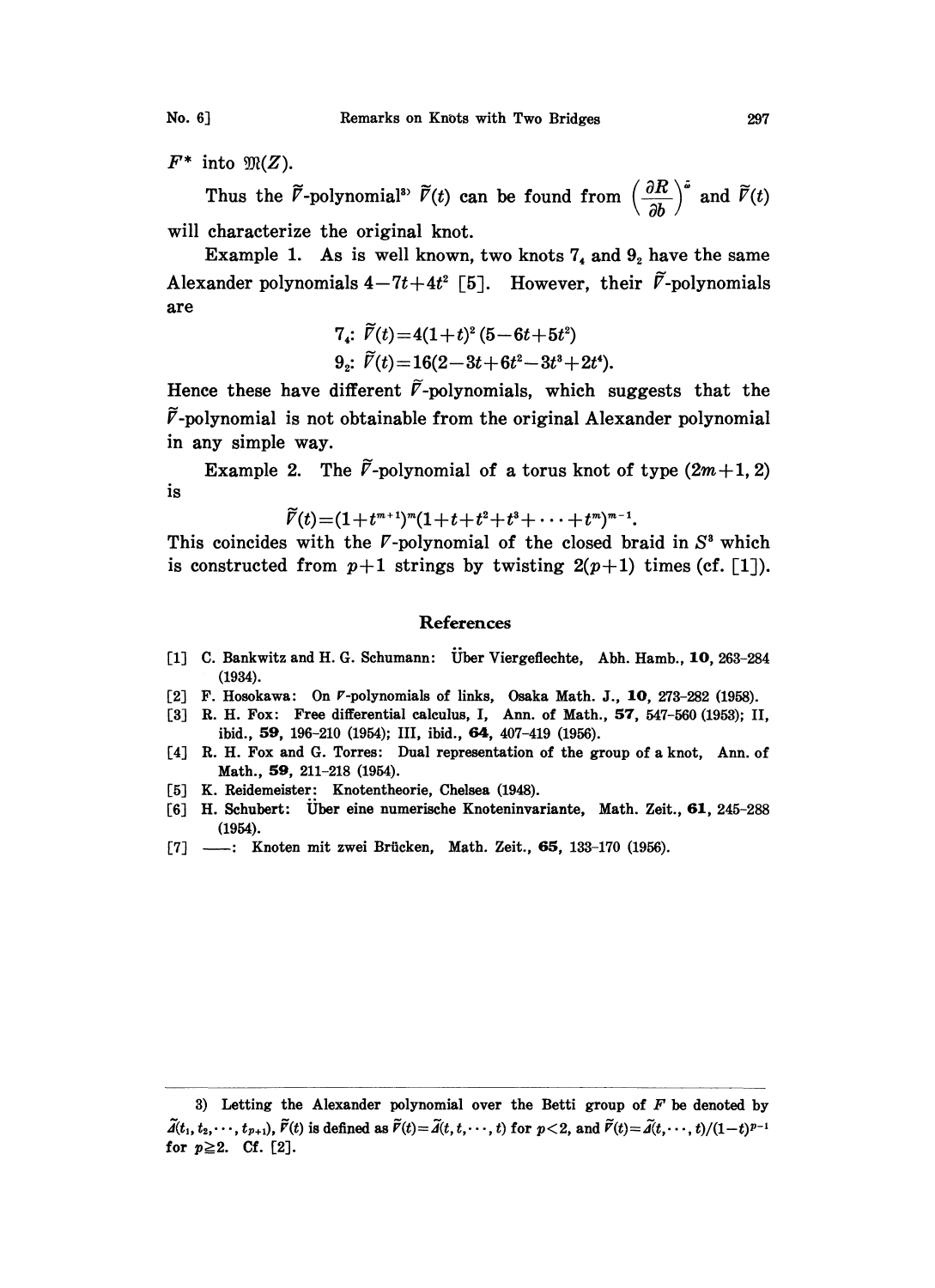$F^*$ into $\mathfrak{M}(Z)$.

Thus the $\tilde{\nabla}$-polynomial[3] $\tilde{\nabla}(t)$ can be found from $\left(\frac{\partial R}{\partial b}\right)^{\tilde{\omega}}$ and $\tilde{\nabla}(t)$ will characterize the original knot.

Example 1. As is well known, two knots $7_4$ and $9_2$ have the same Alexander polynomials $4-7t+4t^2$ [5]. However, their $\tilde{\nabla}$-polynomials are

$$7_4\colon\ \tilde{\nabla}(t)=4(1+t)^2(5-6t+5t^2)$$

$$9_2\colon\ \tilde{\nabla}(t)=16(2-3t+6t^2-3t^3+2t^4).$$

Hence these have different $\tilde{\nabla}$-polynomials, which suggests that the $\tilde{\nabla}$-polynomial is not obtainable from the original Alexander polynomial in any simple way.

Example 2. The $\tilde{\nabla}$-polynomial of a torus knot of type $(2m+1, 2)$ is

$$\tilde{\nabla}(t)=(1+t^{m+1})^m(1+t+t^2+t^3+\cdots+t^m)^{m-1}.$$

This coincides with the $\nabla$-polynomial of the closed braid in $S^3$ which is constructed from $p+1$ strings by twisting $2(p+1)$ times (cf. [1]).

## References

[1] C. Bankwitz and H. G. Schumann: Über Viergeflechte, Abh. Hamb., **10**, 263–284 (1934).

[2] F. Hosokawa: On $\nabla$-polynomials of links, Osaka Math. J., **10**, 273–282 (1958).

[3] R. H. Fox: Free differential calculus, I, Ann. of Math., **57**, 547–560 (1953); II, ibid., **59**, 196–210 (1954); III, ibid., **64**, 407–419 (1956).

[4] R. H. Fox and G. Torres: Dual representation of the group of a knot, Ann. of Math., **59**, 211–218 (1954).

[5] K. Reidemeister: Knotentheorie, Chelsea (1948).

[6] H. Schubert: Über eine numerische Knoteninvariante, Math. Zeit., **61**, 245–288 (1954).

[7] ——: Knoten mit zwei Brücken, Math. Zeit., **65**, 133–170 (1956).

---

3) Letting the Alexander polynomial over the Betti group of $F$ be denoted by $\tilde{\Delta}(t_1, t_2, \cdots, t_{p+1})$, $\tilde{\nabla}(t)$ is defined as $\tilde{\nabla}(t)=\tilde{\Delta}(t, t, \cdots, t)$ for $p<2$, and $\tilde{\nabla}(t)=\tilde{\Delta}(t, \cdots, t)/(1-t)^{p-1}$ for $p\geqq 2$. Cf. [2].